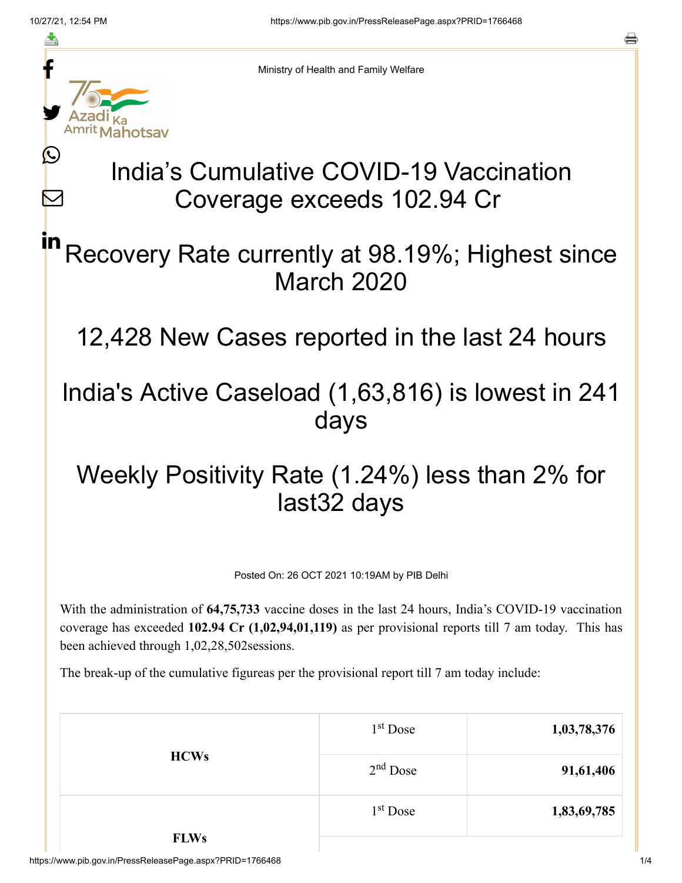Ministry of Health and Family Welfare

# India's Cumulative COVID-19 Vaccination Coverage exceeds 102.94 Cr

## Recovery Rate currently at 98.19%; Highest since March 2020

## 12,428 New Cases reported in the last 24 hours

## India's Active Caseload (1,63,816) is lowest in 241 days

## Weekly Positivity Rate (1.24%) less than 2% for last32 days

Posted On: 26 OCT 2021 10:19AM by PIB Delhi

With the administration of **64,75,733** vaccine doses in the last 24 hours, India's COVID-19 vaccination coverage has exceeded **102.94 Cr (1,02,94,01,119)** as per provisional reports till 7 am today. This has been achieved through 1,02,28,502sessions.

The break-up of the cumulative figureas per the provisional report till 7 am today include:

| | | |
|---|---|---|
| **HCWs** | 1st Dose | **1,03,78,376** |
| | 2nd Dose | **91,61,406** |
| **FLWs** | 1st Dose | **1,83,69,785** |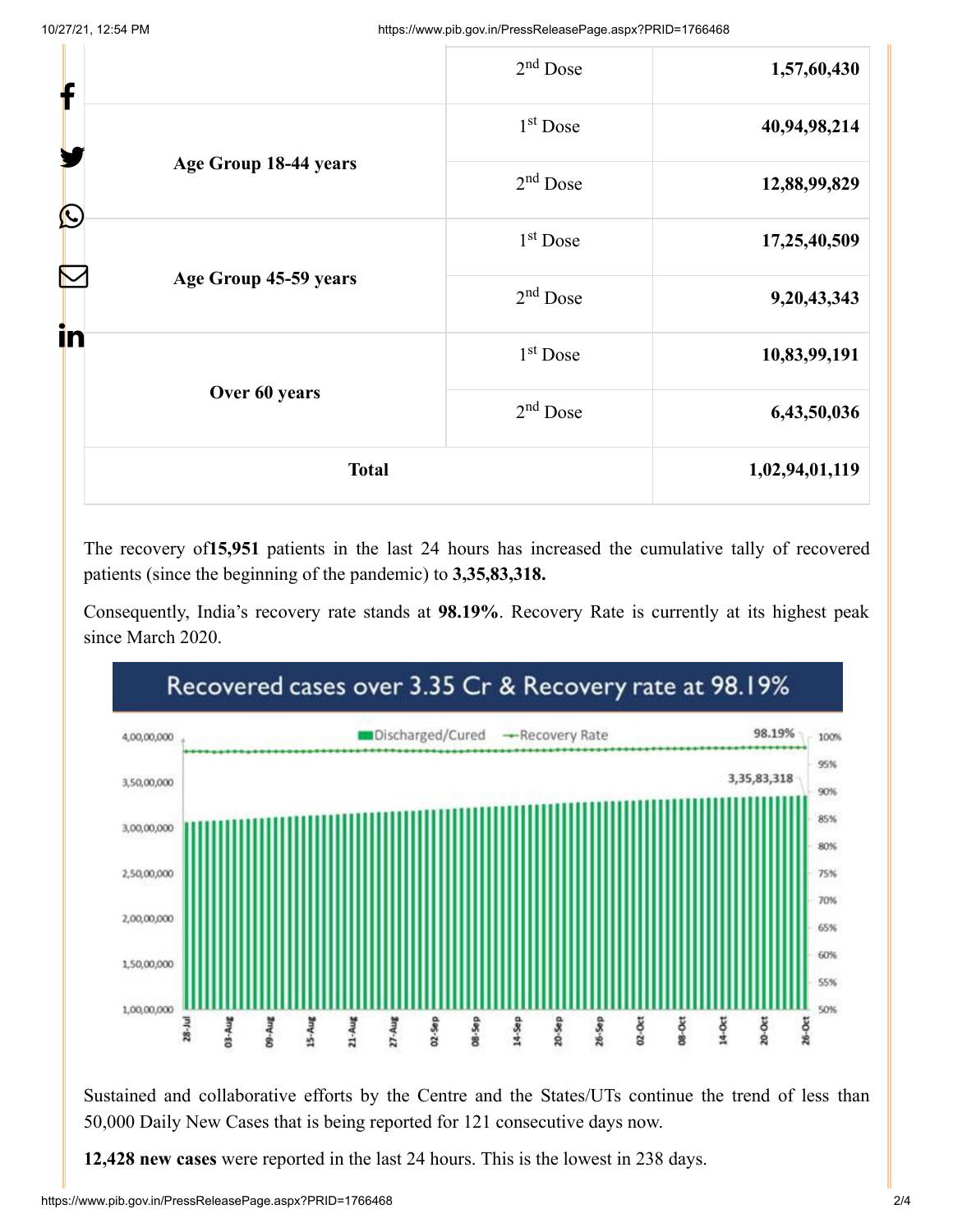| | | |
|---|---|---|
| | 2nd Dose | **1,57,60,430** |
| **Age Group 18-44 years** | 1st Dose | **40,94,98,214** |
| | 2nd Dose | **12,88,99,829** |
| **Age Group 45-59 years** | 1st Dose | **17,25,40,509** |
| | 2nd Dose | **9,20,43,343** |
| **Over 60 years** | 1st Dose | **10,83,99,191** |
| | 2nd Dose | **6,43,50,036** |
| **Total** | | **1,02,94,01,119** |

The recovery of**15,951** patients in the last 24 hours has increased the cumulative tally of recovered patients (since the beginning of the pandemic) to **3,35,83,318.**

Consequently, India's recovery rate stands at **98.19%**. Recovery Rate is currently at its highest peak since March 2020.

Recovered cases over 3.35 Cr & Recovery rate at 98.19%

Sustained and collaborative efforts by the Centre and the States/UTs continue the trend of less than 50,000 Daily New Cases that is being reported for 121 consecutive days now.

**12,428 new cases** were reported in the last 24 hours. This is the lowest in 238 days.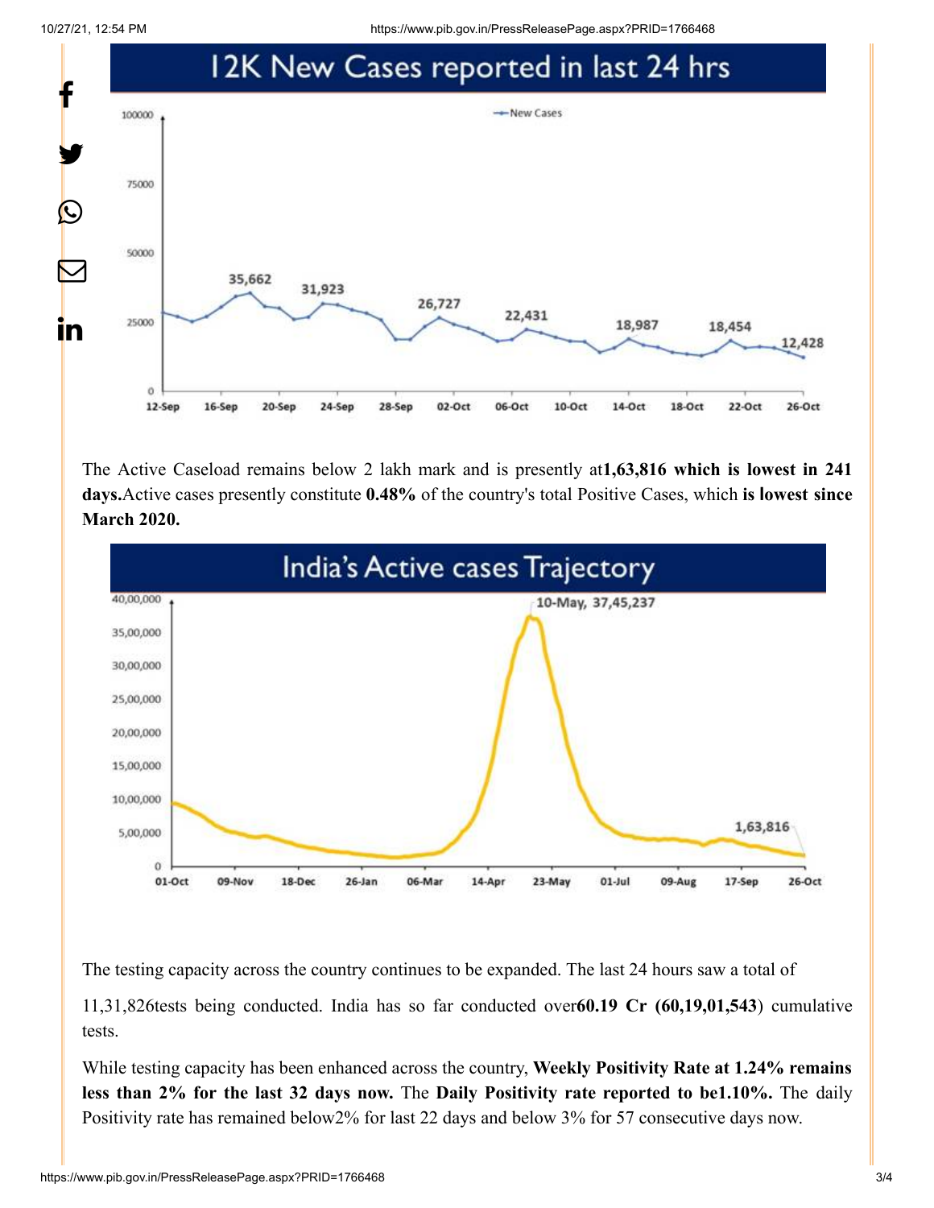## 12K New Cases reported in last 24 hrs

The Active Caseload remains below 2 lakh mark and is presently at**1,63,816 which is lowest in 241 days.**Active cases presently constitute **0.48%** of the country's total Positive Cases, which **is lowest since March 2020.**

## India's Active cases Trajectory

The testing capacity across the country continues to be expanded. The last 24 hours saw a total of

11,31,826tests being conducted. India has so far conducted over**60.19 Cr (60,19,01,543**) cumulative tests.

While testing capacity has been enhanced across the country, **Weekly Positivity Rate at 1.24% remains less than 2% for the last 32 days now.** The **Daily Positivity rate reported to be1.10%.** The daily Positivity rate has remained below2% for last 22 days and below 3% for 57 consecutive days now.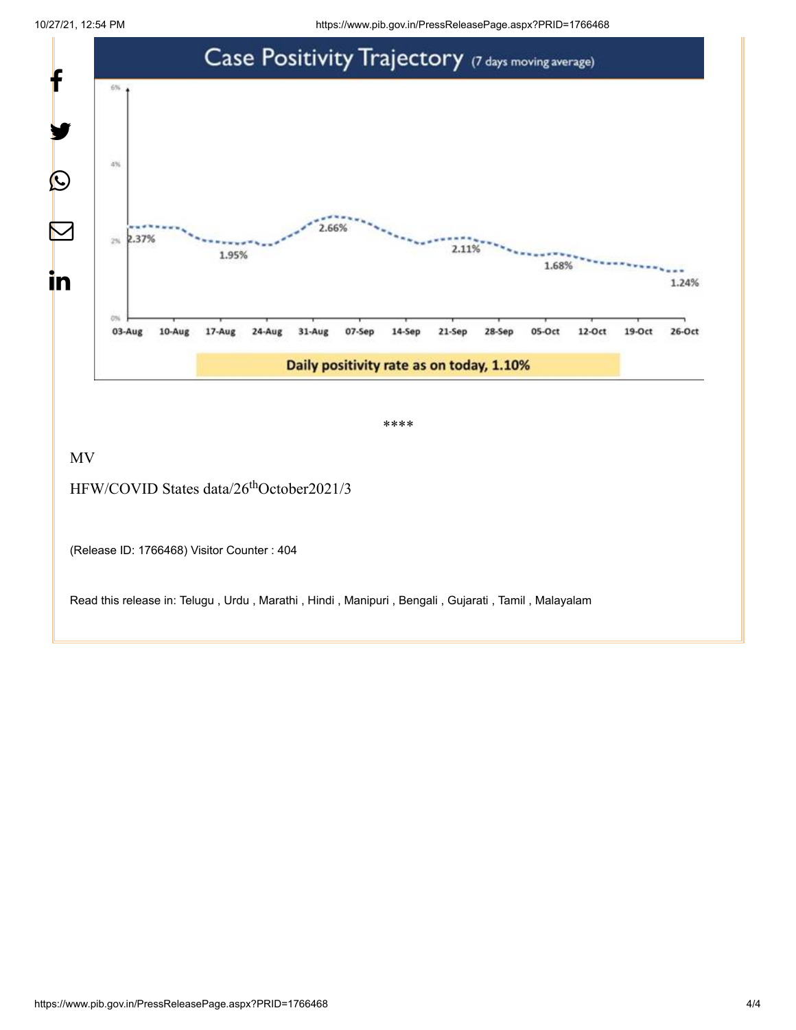Case Positivity Trajectory (7 days moving average)

6%
4%
2%
0%

2.37%
1.95%
2.66%
2.11%
1.68%
1.24%

03-Aug 10-Aug 17-Aug 24-Aug 31-Aug 07-Sep 14-Sep 21-Sep 28-Sep 05-Oct 12-Oct 19-Oct 26-Oct

Daily positivity rate as on today, 1.10%

****

MV

HFW/COVID States data/26thOctober2021/3

(Release ID: 1766468) Visitor Counter : 404

Read this release in: Telugu , Urdu , Marathi , Hindi , Manipuri , Bengali , Gujarati , Tamil , Malayalam